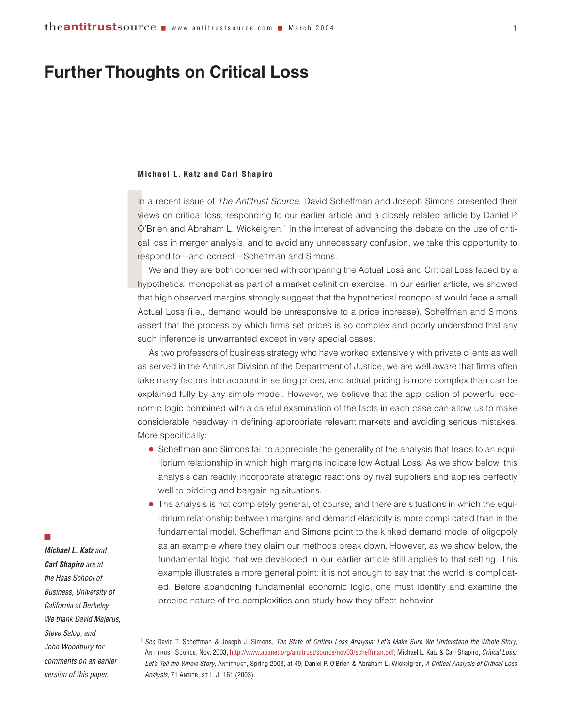# Further Thoughts on Critical Loss

**Michael L. Katz and Carl Shapiro**

In a recent issue of *The Antitrust Source*, David Scheffman and Joseph Simons presented their views on critical loss, responding to our earlier article and a closely related article by Daniel P. O'Brien and Abraham L. Wickelgren.[1] In the interest of advancing the debate on the use of critical loss in merger analysis, and to avoid any unnecessary confusion, we take this opportunity to respond to—and correct—Scheffman and Simons.

We and they are both concerned with comparing the Actual Loss and Critical Loss faced by a hypothetical monopolist as part of a market definition exercise. In our earlier article, we showed that high observed margins strongly suggest that the hypothetical monopolist would face a small Actual Loss (i.e., demand would be unresponsive to a price increase). Scheffman and Simons assert that the process by which firms set prices is so complex and poorly understood that any such inference is unwarranted except in very special cases.

As two professors of business strategy who have worked extensively with private clients as well as served in the Antitrust Division of the Department of Justice, we are well aware that firms often take many factors into account in setting prices, and actual pricing is more complex than can be explained fully by any simple model. However, we believe that the application of powerful economic logic combined with a careful examination of the facts in each case can allow us to make considerable headway in defining appropriate relevant markets and avoiding serious mistakes. More specifically:

- Scheffman and Simons fail to appreciate the generality of the analysis that leads to an equilibrium relationship in which high margins indicate low Actual Loss. As we show below, this analysis can readily incorporate strategic reactions by rival suppliers and applies perfectly well to bidding and bargaining situations.
- The analysis is not completely general, of course, and there are situations in which the equilibrium relationship between margins and demand elasticity is more complicated than in the fundamental model. Scheffman and Simons point to the kinked demand model of oligopoly as an example where they claim our methods break down. However, as we show below, the fundamental logic that we developed in our earlier article still applies to that setting. This example illustrates a more general point: it is not enough to say that the world is complicated. Before abandoning fundamental economic logic, one must identify and examine the precise nature of the complexities and study how they affect behavior.

*Michael L. Katz and Carl Shapiro are at the Haas School of Business, University of California at Berkeley. We thank David Majerus, Steve Salop, and John Woodbury for comments on an earlier version of this paper.*

---

[1] *See* David T. Scheffman & Joseph J. Simons, *The State of Critical Loss Analysis: Let's Make Sure We Understand the Whole Story*, Antitrust Source, Nov. 2003, http://www.abanet.org/antitrust/source/nov03/scheffman.pdf; Michael L. Katz & Carl Shapiro, *Critical Loss: Let's Tell the Whole Story*, Antitrust, Spring 2003, at 49; Daniel P. O'Brien & Abraham L. Wickelgren, *A Critical Analysis of Critical Loss Analysis*, 71 Antitrust L.J. 161 (2003).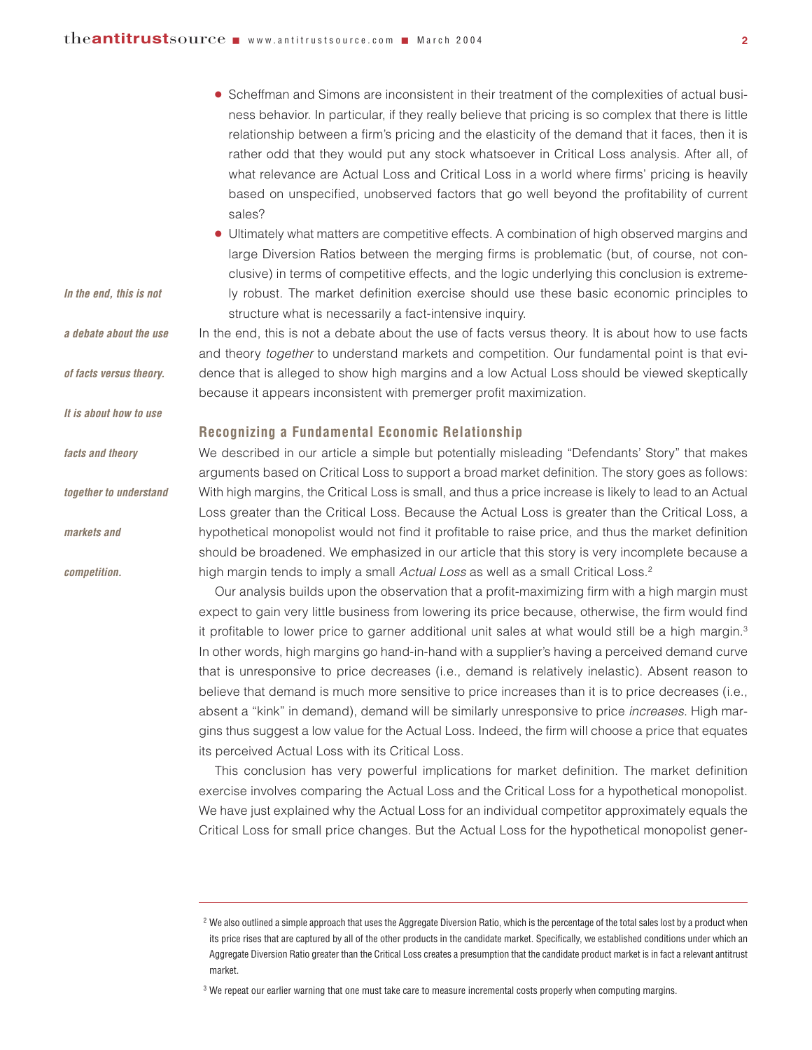- Scheffman and Simons are inconsistent in their treatment of the complexities of actual business behavior. In particular, if they really believe that pricing is so complex that there is little relationship between a firm's pricing and the elasticity of the demand that it faces, then it is rather odd that they would put any stock whatsoever in Critical Loss analysis. After all, of what relevance are Actual Loss and Critical Loss in a world where firms' pricing is heavily based on unspecified, unobserved factors that go well beyond the profitability of current sales?
- Ultimately what matters are competitive effects. A combination of high observed margins and large Diversion Ratios between the merging firms is problematic (but, of course, not conclusive) in terms of competitive effects, and the logic underlying this conclusion is extremely robust. The market definition exercise should use these basic economic principles to structure what is necessarily a fact-intensive inquiry.

*In the end, this is not a debate about the use of facts versus theory. It is about how to use facts and theory together to understand markets and competition.*

In the end, this is not a debate about the use of facts versus theory. It is about how to use facts and theory *together* to understand markets and competition. Our fundamental point is that evidence that is alleged to show high margins and a low Actual Loss should be viewed skeptically because it appears inconsistent with premerger profit maximization.

## Recognizing a Fundamental Economic Relationship

We described in our article a simple but potentially misleading "Defendants' Story" that makes arguments based on Critical Loss to support a broad market definition. The story goes as follows: With high margins, the Critical Loss is small, and thus a price increase is likely to lead to an Actual Loss greater than the Critical Loss. Because the Actual Loss is greater than the Critical Loss, a hypothetical monopolist would not find it profitable to raise price, and thus the market definition should be broadened. We emphasized in our article that this story is very incomplete because a high margin tends to imply a small *Actual Loss* as well as a small Critical Loss.[2]

Our analysis builds upon the observation that a profit-maximizing firm with a high margin must expect to gain very little business from lowering its price because, otherwise, the firm would find it profitable to lower price to garner additional unit sales at what would still be a high margin.[3] In other words, high margins go hand-in-hand with a supplier's having a perceived demand curve that is unresponsive to price decreases (i.e., demand is relatively inelastic). Absent reason to believe that demand is much more sensitive to price increases than it is to price decreases (i.e., absent a "kink" in demand), demand will be similarly unresponsive to price *increases*. High margins thus suggest a low value for the Actual Loss. Indeed, the firm will choose a price that equates its perceived Actual Loss with its Critical Loss.

This conclusion has very powerful implications for market definition. The market definition exercise involves comparing the Actual Loss and the Critical Loss for a hypothetical monopolist. We have just explained why the Actual Loss for an individual competitor approximately equals the Critical Loss for small price changes. But the Actual Loss for the hypothetical monopolist gener-

---

[2] We also outlined a simple approach that uses the Aggregate Diversion Ratio, which is the percentage of the total sales lost by a product when its price rises that are captured by all of the other products in the candidate market. Specifically, we established conditions under which an Aggregate Diversion Ratio greater than the Critical Loss creates a presumption that the candidate product market is in fact a relevant antitrust market.

[3] We repeat our earlier warning that one must take care to measure incremental costs properly when computing margins.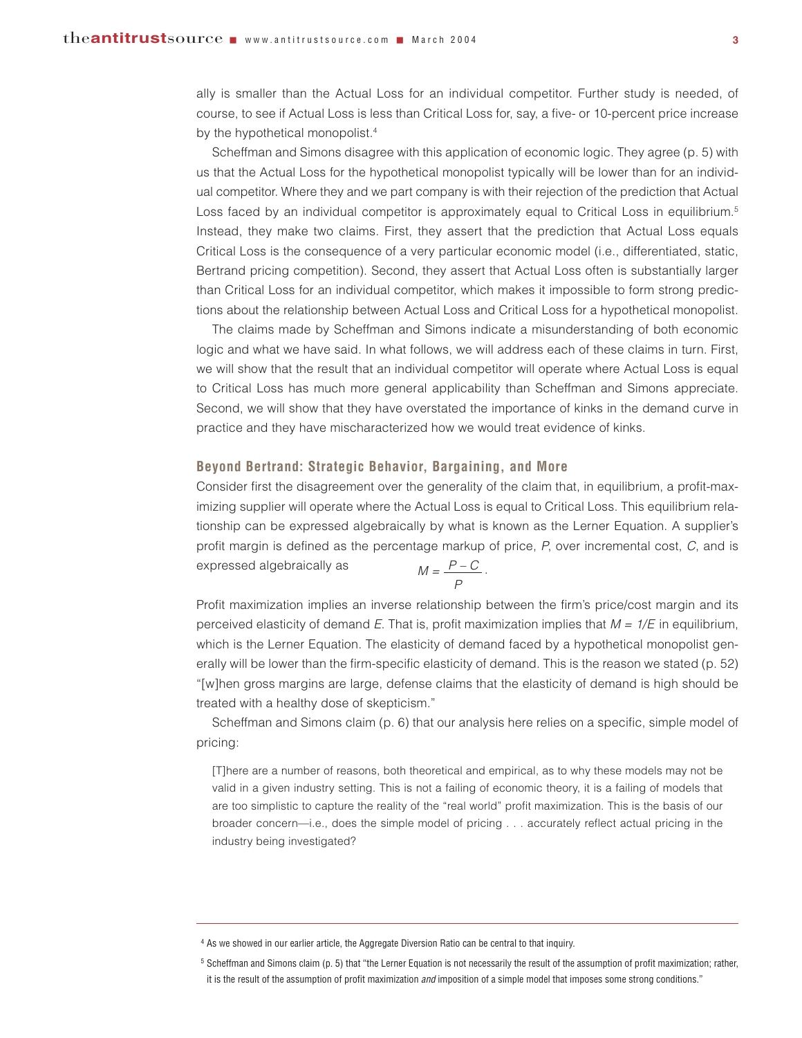ally is smaller than the Actual Loss for an individual competitor. Further study is needed, of course, to see if Actual Loss is less than Critical Loss for, say, a five- or 10-percent price increase by the hypothetical monopolist.[4]

Scheffman and Simons disagree with this application of economic logic. They agree (p. 5) with us that the Actual Loss for the hypothetical monopolist typically will be lower than for an individual competitor. Where they and we part company is with their rejection of the prediction that Actual Loss faced by an individual competitor is approximately equal to Critical Loss in equilibrium.[5] Instead, they make two claims. First, they assert that the prediction that Actual Loss equals Critical Loss is the consequence of a very particular economic model (i.e., differentiated, static, Bertrand pricing competition). Second, they assert that Actual Loss often is substantially larger than Critical Loss for an individual competitor, which makes it impossible to form strong predictions about the relationship between Actual Loss and Critical Loss for a hypothetical monopolist.

The claims made by Scheffman and Simons indicate a misunderstanding of both economic logic and what we have said. In what follows, we will address each of these claims in turn. First, we will show that the result that an individual competitor will operate where Actual Loss is equal to Critical Loss has much more general applicability than Scheffman and Simons appreciate. Second, we will show that they have overstated the importance of kinks in the demand curve in practice and they have mischaracterized how we would treat evidence of kinks.

### Beyond Bertrand: Strategic Behavior, Bargaining, and More

Consider first the disagreement over the generality of the claim that, in equilibrium, a profit-maximizing supplier will operate where the Actual Loss is equal to Critical Loss. This equilibrium relationship can be expressed algebraically by what is known as the Lerner Equation. A supplier's profit margin is defined as the percentage markup of price, $P$, over incremental cost, $C$, and is expressed algebraically as

$$M = \frac{P - C}{P}.$$

Profit maximization implies an inverse relationship between the firm's price/cost margin and its perceived elasticity of demand $E$. That is, profit maximization implies that $M = 1/E$ in equilibrium, which is the Lerner Equation. The elasticity of demand faced by a hypothetical monopolist generally will be lower than the firm-specific elasticity of demand. This is the reason we stated (p. 52) "[w]hen gross margins are large, defense claims that the elasticity of demand is high should be treated with a healthy dose of skepticism."

Scheffman and Simons claim (p. 6) that our analysis here relies on a specific, simple model of pricing:

> [T]here are a number of reasons, both theoretical and empirical, as to why these models may not be valid in a given industry setting. This is not a failing of economic theory, it is a failing of models that are too simplistic to capture the reality of the "real world" profit maximization. This is the basis of our broader concern—i.e., does the simple model of pricing . . . accurately reflect actual pricing in the industry being investigated?

---

[4] As we showed in our earlier article, the Aggregate Diversion Ratio can be central to that inquiry.

[5] Scheffman and Simons claim (p. 5) that "the Lerner Equation is not necessarily the result of the assumption of profit maximization; rather, it is the result of the assumption of profit maximization *and* imposition of a simple model that imposes some strong conditions."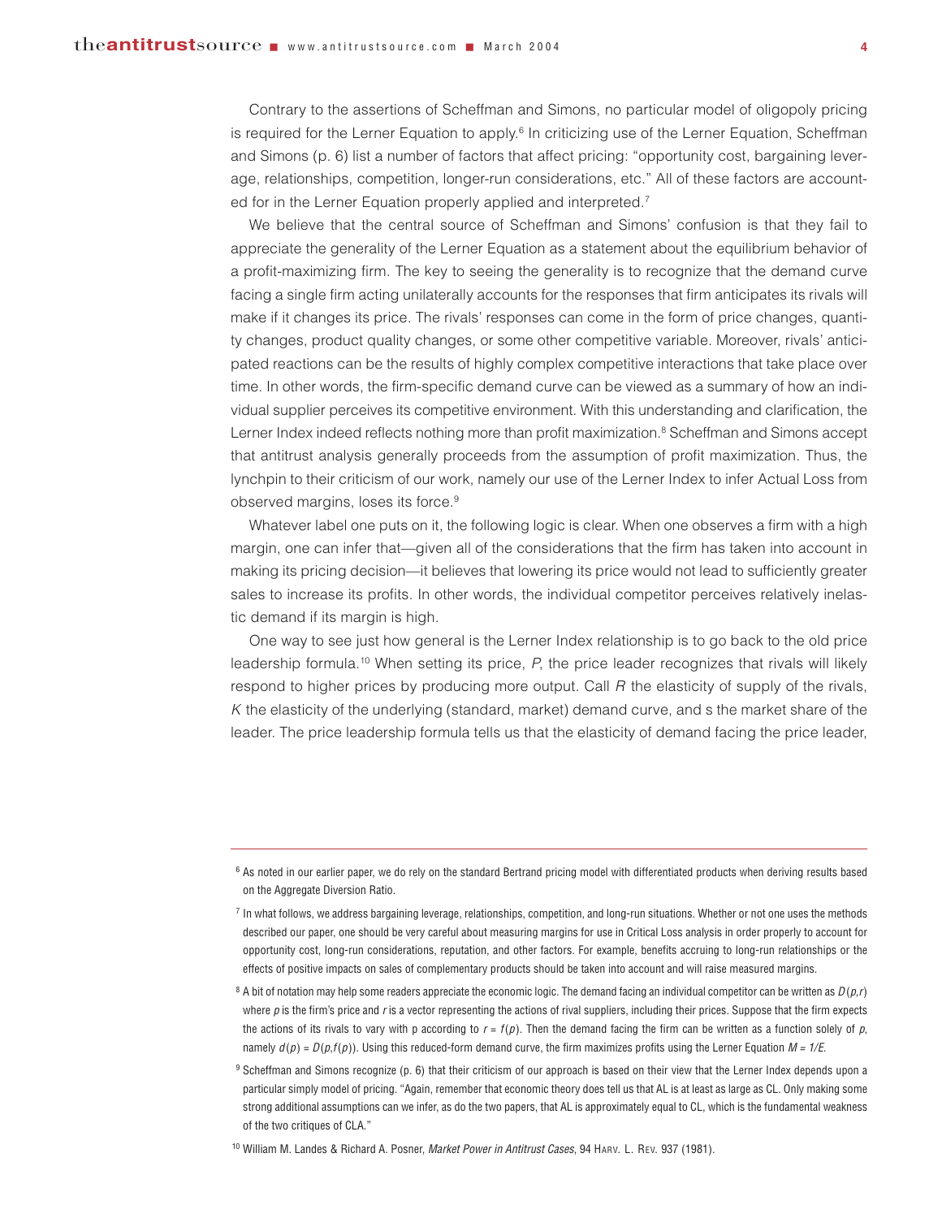Contrary to the assertions of Scheffman and Simons, no particular model of oligopoly pricing is required for the Lerner Equation to apply.[6] In criticizing use of the Lerner Equation, Scheffman and Simons (p. 6) list a number of factors that affect pricing: "opportunity cost, bargaining leverage, relationships, competition, longer-run considerations, etc." All of these factors are accounted for in the Lerner Equation properly applied and interpreted.[7]

We believe that the central source of Scheffman and Simons' confusion is that they fail to appreciate the generality of the Lerner Equation as a statement about the equilibrium behavior of a profit-maximizing firm. The key to seeing the generality is to recognize that the demand curve facing a single firm acting unilaterally accounts for the responses that firm anticipates its rivals will make if it changes its price. The rivals' responses can come in the form of price changes, quantity changes, product quality changes, or some other competitive variable. Moreover, rivals' anticipated reactions can be the results of highly complex competitive interactions that take place over time. In other words, the firm-specific demand curve can be viewed as a summary of how an individual supplier perceives its competitive environment. With this understanding and clarification, the Lerner Index indeed reflects nothing more than profit maximization.[8] Scheffman and Simons accept that antitrust analysis generally proceeds from the assumption of profit maximization. Thus, the lynchpin to their criticism of our work, namely our use of the Lerner Index to infer Actual Loss from observed margins, loses its force.[9]

Whatever label one puts on it, the following logic is clear. When one observes a firm with a high margin, one can infer that—given all of the considerations that the firm has taken into account in making its pricing decision—it believes that lowering its price would not lead to sufficiently greater sales to increase its profits. In other words, the individual competitor perceives relatively inelastic demand if its margin is high.

One way to see just how general is the Lerner Index relationship is to go back to the old price leadership formula.[10] When setting its price, $P$, the price leader recognizes that rivals will likely respond to higher prices by producing more output. Call $R$ the elasticity of supply of the rivals, $K$ the elasticity of the underlying (standard, market) demand curve, and s the market share of the leader. The price leadership formula tells us that the elasticity of demand facing the price leader,

---

[6] As noted in our earlier paper, we do rely on the standard Bertrand pricing model with differentiated products when deriving results based on the Aggregate Diversion Ratio.

[7] In what follows, we address bargaining leverage, relationships, competition, and long-run situations. Whether or not one uses the methods described our paper, one should be very careful about measuring margins for use in Critical Loss analysis in order properly to account for opportunity cost, long-run considerations, reputation, and other factors. For example, benefits accruing to long-run relationships or the effects of positive impacts on sales of complementary products should be taken into account and will raise measured margins.

[8] A bit of notation may help some readers appreciate the economic logic. The demand facing an individual competitor can be written as $D(p,r)$ where $p$ is the firm's price and $r$ is a vector representing the actions of rival suppliers, including their prices. Suppose that the firm expects the actions of its rivals to vary with p according to $r = f(p)$. Then the demand facing the firm can be written as a function solely of $p$, namely $d(p) = D(p,f(p))$. Using this reduced-form demand curve, the firm maximizes profits using the Lerner Equation $M = 1/E$.

[9] Scheffman and Simons recognize (p. 6) that their criticism of our approach is based on their view that the Lerner Index depends upon a particular simply model of pricing. "Again, remember that economic theory does tell us that AL is at least as large as CL. Only making some strong additional assumptions can we infer, as do the two papers, that AL is approximately equal to CL, which is the fundamental weakness of the two critiques of CLA."

[10] William M. Landes & Richard A. Posner, *Market Power in Antitrust Cases*, 94 Harv. L. Rev. 937 (1981).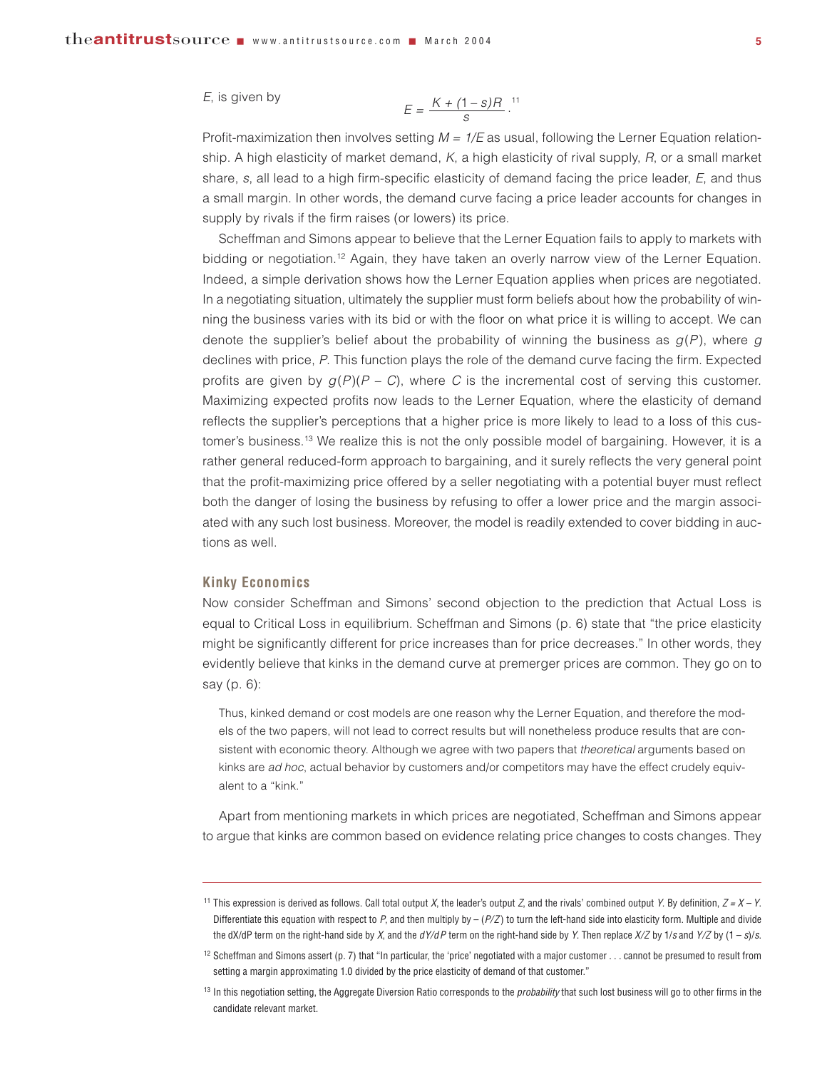$E$, is given by

$$E = \frac{K + (1-s)R}{s}.$$ [11]

Profit-maximization then involves setting $M = 1/E$ as usual, following the Lerner Equation relationship. A high elasticity of market demand, $K$, a high elasticity of rival supply, $R$, or a small market share, $s$, all lead to a high firm-specific elasticity of demand facing the price leader, $E$, and thus a small margin. In other words, the demand curve facing a price leader accounts for changes in supply by rivals if the firm raises (or lowers) its price.

Scheffman and Simons appear to believe that the Lerner Equation fails to apply to markets with bidding or negotiation.[12] Again, they have taken an overly narrow view of the Lerner Equation. Indeed, a simple derivation shows how the Lerner Equation applies when prices are negotiated. In a negotiating situation, ultimately the supplier must form beliefs about how the probability of winning the business varies with its bid or with the floor on what price it is willing to accept. We can denote the supplier's belief about the probability of winning the business as $g(P)$, where $g$ declines with price, $P$. This function plays the role of the demand curve facing the firm. Expected profits are given by $g(P)(P - C)$, where $C$ is the incremental cost of serving this customer. Maximizing expected profits now leads to the Lerner Equation, where the elasticity of demand reflects the supplier's perceptions that a higher price is more likely to lead to a loss of this customer's business.[13] We realize this is not the only possible model of bargaining. However, it is a rather general reduced-form approach to bargaining, and it surely reflects the very general point that the profit-maximizing price offered by a seller negotiating with a potential buyer must reflect both the danger of losing the business by refusing to offer a lower price and the margin associated with any such lost business. Moreover, the model is readily extended to cover bidding in auctions as well.

### Kinky Economics

Now consider Scheffman and Simons' second objection to the prediction that Actual Loss is equal to Critical Loss in equilibrium. Scheffman and Simons (p. 6) state that "the price elasticity might be significantly different for price increases than for price decreases." In other words, they evidently believe that kinks in the demand curve at premerger prices are common. They go on to say (p. 6):

> Thus, kinked demand or cost models are one reason why the Lerner Equation, and therefore the models of the two papers, will not lead to correct results but will nonetheless produce results that are consistent with economic theory. Although we agree with two papers that *theoretical* arguments based on kinks are *ad hoc*, actual behavior by customers and/or competitors may have the effect crudely equivalent to a "kink."

Apart from mentioning markets in which prices are negotiated, Scheffman and Simons appear to argue that kinks are common based on evidence relating price changes to costs changes. They

---

[11] This expression is derived as follows. Call total output $X$, the leader's output $Z$, and the rivals' combined output $Y$. By definition, $Z = X - Y$. Differentiate this equation with respect to $P$, and then multiply by $-(P/Z)$ to turn the left-hand side into elasticity form. Multiple and divide the $dX/dP$ term on the right-hand side by $X$, and the $dY/dP$ term on the right-hand side by $Y$. Then replace $X/Z$ by $1/s$ and $Y/Z$ by $(1 - s)/s$.

[12] Scheffman and Simons assert (p. 7) that "In particular, the 'price' negotiated with a major customer . . . cannot be presumed to result from setting a margin approximating 1.0 divided by the price elasticity of demand of that customer."

[13] In this negotiation setting, the Aggregate Diversion Ratio corresponds to the *probability* that such lost business will go to other firms in the candidate relevant market.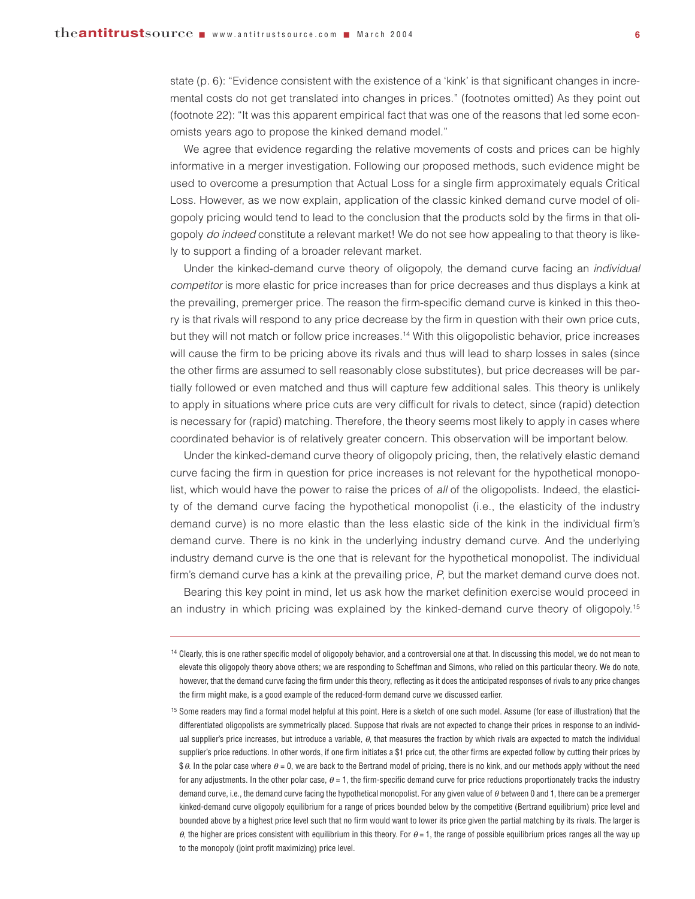state (p. 6): "Evidence consistent with the existence of a 'kink' is that significant changes in incremental costs do not get translated into changes in prices." (footnotes omitted) As they point out (footnote 22): "It was this apparent empirical fact that was one of the reasons that led some economists years ago to propose the kinked demand model."

We agree that evidence regarding the relative movements of costs and prices can be highly informative in a merger investigation. Following our proposed methods, such evidence might be used to overcome a presumption that Actual Loss for a single firm approximately equals Critical Loss. However, as we now explain, application of the classic kinked demand curve model of oligopoly pricing would tend to lead to the conclusion that the products sold by the firms in that oligopoly *do indeed* constitute a relevant market! We do not see how appealing to that theory is likely to support a finding of a broader relevant market.

Under the kinked-demand curve theory of oligopoly, the demand curve facing an *individual competitor* is more elastic for price increases than for price decreases and thus displays a kink at the prevailing, premerger price. The reason the firm-specific demand curve is kinked in this theory is that rivals will respond to any price decrease by the firm in question with their own price cuts, but they will not match or follow price increases.[14] With this oligopolistic behavior, price increases will cause the firm to be pricing above its rivals and thus will lead to sharp losses in sales (since the other firms are assumed to sell reasonably close substitutes), but price decreases will be partially followed or even matched and thus will capture few additional sales. This theory is unlikely to apply in situations where price cuts are very difficult for rivals to detect, since (rapid) detection is necessary for (rapid) matching. Therefore, the theory seems most likely to apply in cases where coordinated behavior is of relatively greater concern. This observation will be important below.

Under the kinked-demand curve theory of oligopoly pricing, then, the relatively elastic demand curve facing the firm in question for price increases is not relevant for the hypothetical monopolist, which would have the power to raise the prices of *all* of the oligopolists. Indeed, the elasticity of the demand curve facing the hypothetical monopolist (i.e., the elasticity of the industry demand curve) is no more elastic than the less elastic side of the kink in the individual firm's demand curve. There is no kink in the underlying industry demand curve. And the underlying industry demand curve is the one that is relevant for the hypothetical monopolist. The individual firm's demand curve has a kink at the prevailing price, *P*, but the market demand curve does not.

Bearing this key point in mind, let us ask how the market definition exercise would proceed in an industry in which pricing was explained by the kinked-demand curve theory of oligopoly.[15]

---

[14] Clearly, this is one rather specific model of oligopoly behavior, and a controversial one at that. In discussing this model, we do not mean to elevate this oligopoly theory above others; we are responding to Scheffman and Simons, who relied on this particular theory. We do note, however, that the demand curve facing the firm under this theory, reflecting as it does the anticipated responses of rivals to any price changes the firm might make, is a good example of the reduced-form demand curve we discussed earlier.

[15] Some readers may find a formal model helpful at this point. Here is a sketch of one such model. Assume (for ease of illustration) that the differentiated oligopolists are symmetrically placed. Suppose that rivals are not expected to change their prices in response to an individual supplier's price increases, but introduce a variable, $\theta$, that measures the fraction by which rivals are expected to match the individual supplier's price reductions. In other words, if one firm initiates a \$1 price cut, the other firms are expected follow by cutting their prices by \$$\theta$. In the polar case where $\theta = 0$, we are back to the Bertrand model of pricing, there is no kink, and our methods apply without the need for any adjustments. In the other polar case, $\theta = 1$, the firm-specific demand curve for price reductions proportionately tracks the industry demand curve, i.e., the demand curve facing the hypothetical monopolist. For any given value of $\theta$ between 0 and 1, there can be a premerger kinked-demand curve oligopoly equilibrium for a range of prices bounded below by the competitive (Bertrand equilibrium) price level and bounded above by a highest price level such that no firm would want to lower its price given the partial matching by its rivals. The larger is $\theta$, the higher are prices consistent with equilibrium in this theory. For $\theta = 1$, the range of possible equilibrium prices ranges all the way up to the monopoly (joint profit maximizing) price level.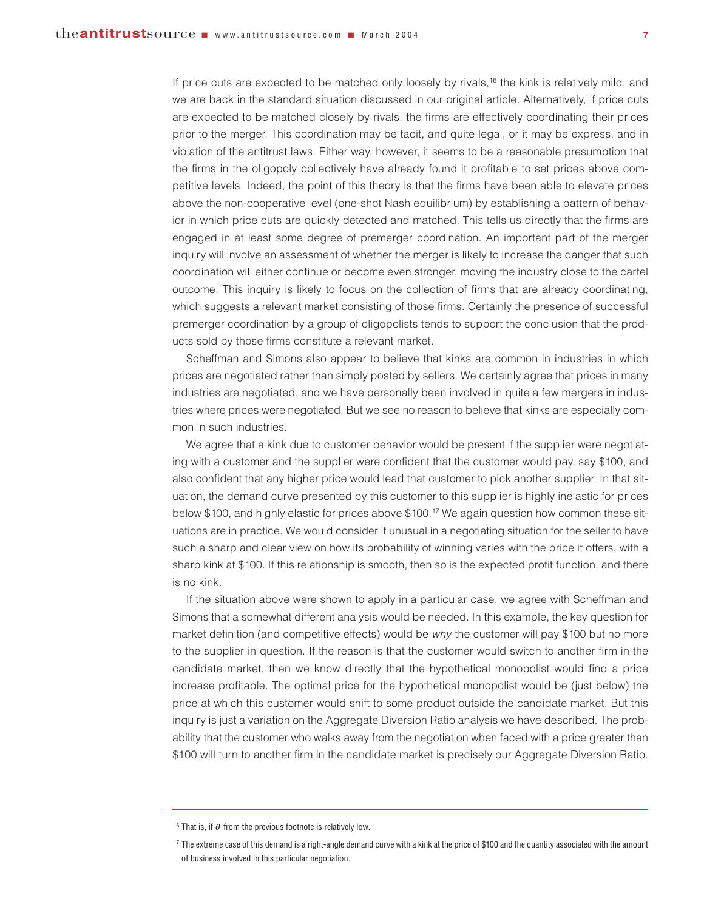If price cuts are expected to be matched only loosely by rivals,[16] the kink is relatively mild, and we are back in the standard situation discussed in our original article. Alternatively, if price cuts are expected to be matched closely by rivals, the firms are effectively coordinating their prices prior to the merger. This coordination may be tacit, and quite legal, or it may be express, and in violation of the antitrust laws. Either way, however, it seems to be a reasonable presumption that the firms in the oligopoly collectively have already found it profitable to set prices above competitive levels. Indeed, the point of this theory is that the firms have been able to elevate prices above the non-cooperative level (one-shot Nash equilibrium) by establishing a pattern of behavior in which price cuts are quickly detected and matched. This tells us directly that the firms are engaged in at least some degree of premerger coordination. An important part of the merger inquiry will involve an assessment of whether the merger is likely to increase the danger that such coordination will either continue or become even stronger, moving the industry close to the cartel outcome. This inquiry is likely to focus on the collection of firms that are already coordinating, which suggests a relevant market consisting of those firms. Certainly the presence of successful premerger coordination by a group of oligopolists tends to support the conclusion that the products sold by those firms constitute a relevant market.

Scheffman and Simons also appear to believe that kinks are common in industries in which prices are negotiated rather than simply posted by sellers. We certainly agree that prices in many industries are negotiated, and we have personally been involved in quite a few mergers in industries where prices were negotiated. But we see no reason to believe that kinks are especially common in such industries.

We agree that a kink due to customer behavior would be present if the supplier were negotiating with a customer and the supplier were confident that the customer would pay, say $100, and also confident that any higher price would lead that customer to pick another supplier. In that situation, the demand curve presented by this customer to this supplier is highly inelastic for prices below $100, and highly elastic for prices above $100.[17] We again question how common these situations are in practice. We would consider it unusual in a negotiating situation for the seller to have such a sharp and clear view on how its probability of winning varies with the price it offers, with a sharp kink at $100. If this relationship is smooth, then so is the expected profit function, and there is no kink.

If the situation above were shown to apply in a particular case, we agree with Scheffman and Simons that a somewhat different analysis would be needed. In this example, the key question for market definition (and competitive effects) would be *why* the customer will pay $100 but no more to the supplier in question. If the reason is that the customer would switch to another firm in the candidate market, then we know directly that the hypothetical monopolist would find a price increase profitable. The optimal price for the hypothetical monopolist would be (just below) the price at which this customer would shift to some product outside the candidate market. But this inquiry is just a variation on the Aggregate Diversion Ratio analysis we have described. The probability that the customer who walks away from the negotiation when faced with a price greater than $100 will turn to another firm in the candidate market is precisely our Aggregate Diversion Ratio.

---

[16] That is, if $\theta$ from the previous footnote is relatively low.

[17] The extreme case of this demand is a right-angle demand curve with a kink at the price of $100 and the quantity associated with the amount of business involved in this particular negotiation.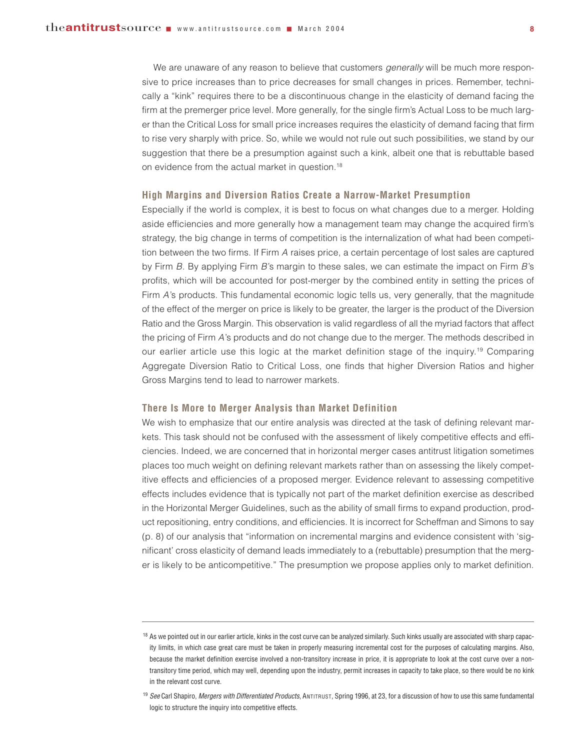We are unaware of any reason to believe that customers *generally* will be much more responsive to price increases than to price decreases for small changes in prices. Remember, technically a "kink" requires there to be a discontinuous change in the elasticity of demand facing the firm at the premerger price level. More generally, for the single firm's Actual Loss to be much larger than the Critical Loss for small price increases requires the elasticity of demand facing that firm to rise very sharply with price. So, while we would not rule out such possibilities, we stand by our suggestion that there be a presumption against such a kink, albeit one that is rebuttable based on evidence from the actual market in question.[18]

### High Margins and Diversion Ratios Create a Narrow-Market Presumption

Especially if the world is complex, it is best to focus on what changes due to a merger. Holding aside efficiencies and more generally how a management team may change the acquired firm's strategy, the big change in terms of competition is the internalization of what had been competition between the two firms. If Firm *A* raises price, a certain percentage of lost sales are captured by Firm *B*. By applying Firm *B*'s margin to these sales, we can estimate the impact on Firm *B*'s profits, which will be accounted for post-merger by the combined entity in setting the prices of Firm *A*'s products. This fundamental economic logic tells us, very generally, that the magnitude of the effect of the merger on price is likely to be greater, the larger is the product of the Diversion Ratio and the Gross Margin. This observation is valid regardless of all the myriad factors that affect the pricing of Firm *A*'s products and do not change due to the merger. The methods described in our earlier article use this logic at the market definition stage of the inquiry.[19] Comparing Aggregate Diversion Ratio to Critical Loss, one finds that higher Diversion Ratios and higher Gross Margins tend to lead to narrower markets.

### There Is More to Merger Analysis than Market Definition

We wish to emphasize that our entire analysis was directed at the task of defining relevant markets. This task should not be confused with the assessment of likely competitive effects and efficiencies. Indeed, we are concerned that in horizontal merger cases antitrust litigation sometimes places too much weight on defining relevant markets rather than on assessing the likely competitive effects and efficiencies of a proposed merger. Evidence relevant to assessing competitive effects includes evidence that is typically not part of the market definition exercise as described in the Horizontal Merger Guidelines, such as the ability of small firms to expand production, product repositioning, entry conditions, and efficiencies. It is incorrect for Scheffman and Simons to say (p. 8) of our analysis that "information on incremental margins and evidence consistent with 'significant' cross elasticity of demand leads immediately to a (rebuttable) presumption that the merger is likely to be anticompetitive." The presumption we propose applies only to market definition.

---

[18] As we pointed out in our earlier article, kinks in the cost curve can be analyzed similarly. Such kinks usually are associated with sharp capacity limits, in which case great care must be taken in properly measuring incremental cost for the purposes of calculating margins. Also, because the market definition exercise involved a non-transitory increase in price, it is appropriate to look at the cost curve over a non-transitory time period, which may well, depending upon the industry, permit increases in capacity to take place, so there would be no kink in the relevant cost curve.

[19] *See* Carl Shapiro, *Mergers with Differentiated Products*, ANTITRUST, Spring 1996, at 23, for a discussion of how to use this same fundamental logic to structure the inquiry into competitive effects.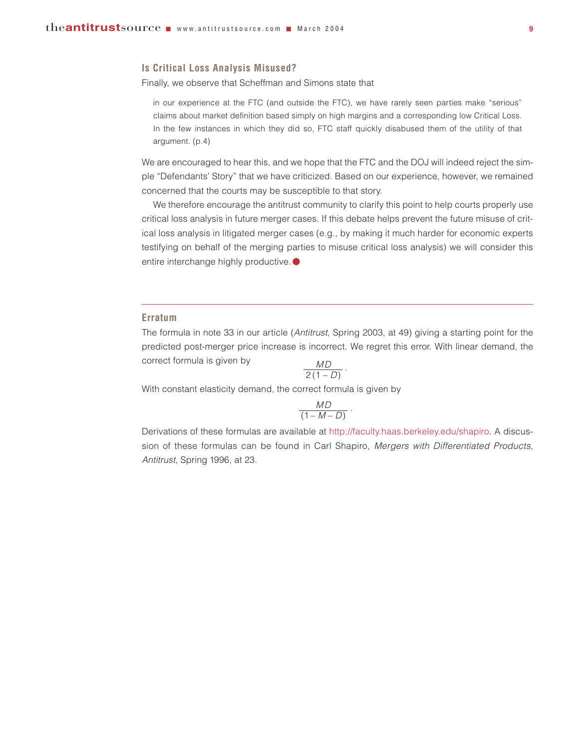### Is Critical Loss Analysis Misused?

Finally, we observe that Scheffman and Simons state that

> in our experience at the FTC (and outside the FTC), we have rarely seen parties make "serious" claims about market definition based simply on high margins and a corresponding low Critical Loss. In the few instances in which they did so, FTC staff quickly disabused them of the utility of that argument. (p.4)

We are encouraged to hear this, and we hope that the FTC and the DOJ will indeed reject the simple "Defendants' Story" that we have criticized. Based on our experience, however, we remained concerned that the courts may be susceptible to that story.

We therefore encourage the antitrust community to clarify this point to help courts properly use critical loss analysis in future merger cases. If this debate helps prevent the future misuse of critical loss analysis in litigated merger cases (e.g., by making it much harder for economic experts testifying on behalf of the merging parties to misuse critical loss analysis) we will consider this entire interchange highly productive.

---

### Erratum

The formula in note 33 in our article (*Antitrust*, Spring 2003, at 49) giving a starting point for the predicted post-merger price increase is incorrect. We regret this error. With linear demand, the correct formula is given by

$$\frac{MD}{2(1-D)}.$$

With constant elasticity demand, the correct formula is given by

$$\frac{MD}{(1-M-D)}.$$

Derivations of these formulas are available at http://faculty.haas.berkeley.edu/shapiro. A discussion of these formulas can be found in Carl Shapiro, *Mergers with Differentiated Products*, *Antitrust*, Spring 1996, at 23.